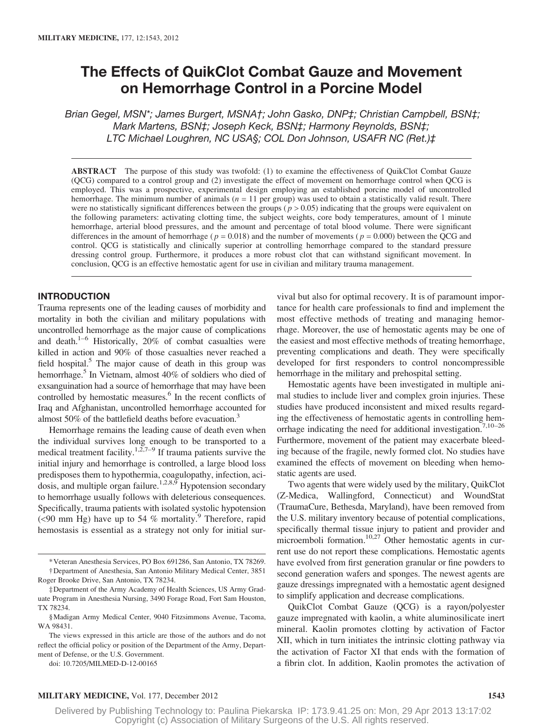# The Effects of QuikClot Combat Gauze and Movement on Hemorrhage Control in a Porcine Model

*Brian Gegel, MSN\*; James Burgert, MSNA†; John Gasko, DNP‡; Christian Campbell, BSN‡; Mark Martens, BSN‡; Joseph Keck, BSN‡; Harmony Reynolds, BSN‡; LTC Michael Loughren, NC USA§; COL Don Johnson, USAFR NC (Ret.)‡*

**ABSTRACT** The purpose of this study was twofold: (1) to examine the effectiveness of QuikClot Combat Gauze (QCG) compared to a control group and (2) investigate the effect of movement on hemorrhage control when QCG is employed. This was a prospective, experimental design employing an established porcine model of uncontrolled hemorrhage. The minimum number of animals ($n = 11$ per group) was used to obtain a statistically valid result. There were no statistically significant differences between the groups ($p > 0.05$) indicating that the groups were equivalent on the following parameters: activating clotting time, the subject weights, core body temperatures, amount of 1 minute hemorrhage, arterial blood pressures, and the amount and percentage of total blood volume. There were significant differences in the amount of hemorrhage ($p = 0.018$) and the number of movements ($p = 0.000$) between the QCG and control. QCG is statistically and clinically superior at controlling hemorrhage compared to the standard pressure dressing control group. Furthermore, it produces a more robust clot that can withstand significant movement. In conclusion, QCG is an effective hemostatic agent for use in civilian and military trauma management.

## INTRODUCTION

Trauma represents one of the leading causes of morbidity and mortality in both the civilian and military populations with uncontrolled hemorrhage as the major cause of complications and death.[1–6] Historically, 20% of combat casualties were killed in action and 90% of those casualties never reached a field hospital.[5] The major cause of death in this group was hemorrhage.[5] In Vietnam, almost 40% of soldiers who died of exsanguination had a source of hemorrhage that may have been controlled by hemostatic measures.[6] In the recent conflicts of Iraq and Afghanistan, uncontrolled hemorrhage accounted for almost 50% of the battlefield deaths before evacuation.[3]

Hemorrhage remains the leading cause of death even when the individual survives long enough to be transported to a medical treatment facility.[1,2,7–9] If trauma patients survive the initial injury and hemorrhage is controlled, a large blood loss predisposes them to hypothermia, coagulopathy, infection, acidosis, and multiple organ failure.[1,2,8,9] Hypotension secondary to hemorrhage usually follows with deleterious consequences. Specifically, trauma patients with isolated systolic hypotension (<90 mm Hg) have up to 54 % mortality.[9] Therefore, rapid hemostasis is essential as a strategy not only for initial survival but also for optimal recovery. It is of paramount importance for health care professionals to find and implement the most effective methods of treating and managing hemorrhage. Moreover, the use of hemostatic agents may be one of the easiest and most effective methods of treating hemorrhage, preventing complications and death. They were specifically developed for first responders to control noncompressible hemorrhage in the military and prehospital setting.

Hemostatic agents have been investigated in multiple animal studies to include liver and complex groin injuries. These studies have produced inconsistent and mixed results regarding the effectiveness of hemostatic agents in controlling hemorrhage indicating the need for additional investigation.[7,10–26] Furthermore, movement of the patient may exacerbate bleeding because of the fragile, newly formed clot. No studies have examined the effects of movement on bleeding when hemostatic agents are used.

Two agents that were widely used by the military, QuikClot (Z-Medica, Wallingford, Connecticut) and WoundStat (TraumaCure, Bethesda, Maryland), have been removed from the U.S. military inventory because of potential complications, specifically thermal tissue injury to patient and provider and microemboli formation.[10,27] Other hemostatic agents in current use do not report these complications. Hemostatic agents have evolved from first generation granular or fine powders to second generation wafers and sponges. The newest agents are gauze dressings impregnated with a hemostatic agent designed to simplify application and decrease complications.

QuikClot Combat Gauze (QCG) is a rayon/polyester gauze impregnated with kaolin, a white aluminosilicate inert mineral. Kaolin promotes clotting by activation of Factor XII, which in turn initiates the intrinsic clotting pathway via the activation of Factor XI that ends with the formation of a fibrin clot. In addition, Kaolin promotes the activation of

---

\*Veteran Anesthesia Services, PO Box 691286, San Antonio, TX 78269.

†Department of Anesthesia, San Antonio Military Medical Center, 3851 Roger Brooke Drive, San Antonio, TX 78234.

‡Department of the Army Academy of Health Sciences, US Army Graduate Program in Anesthesia Nursing, 3490 Forage Road, Fort Sam Houston, TX 78234.

§Madigan Army Medical Center, 9040 Fitzsimmons Avenue, Tacoma, WA 98431.

The views expressed in this article are those of the authors and do not reflect the official policy or position of the Department of the Army, Department of Defense, or the U.S. Government.

doi: 10.7205/MILMED-D-12-00165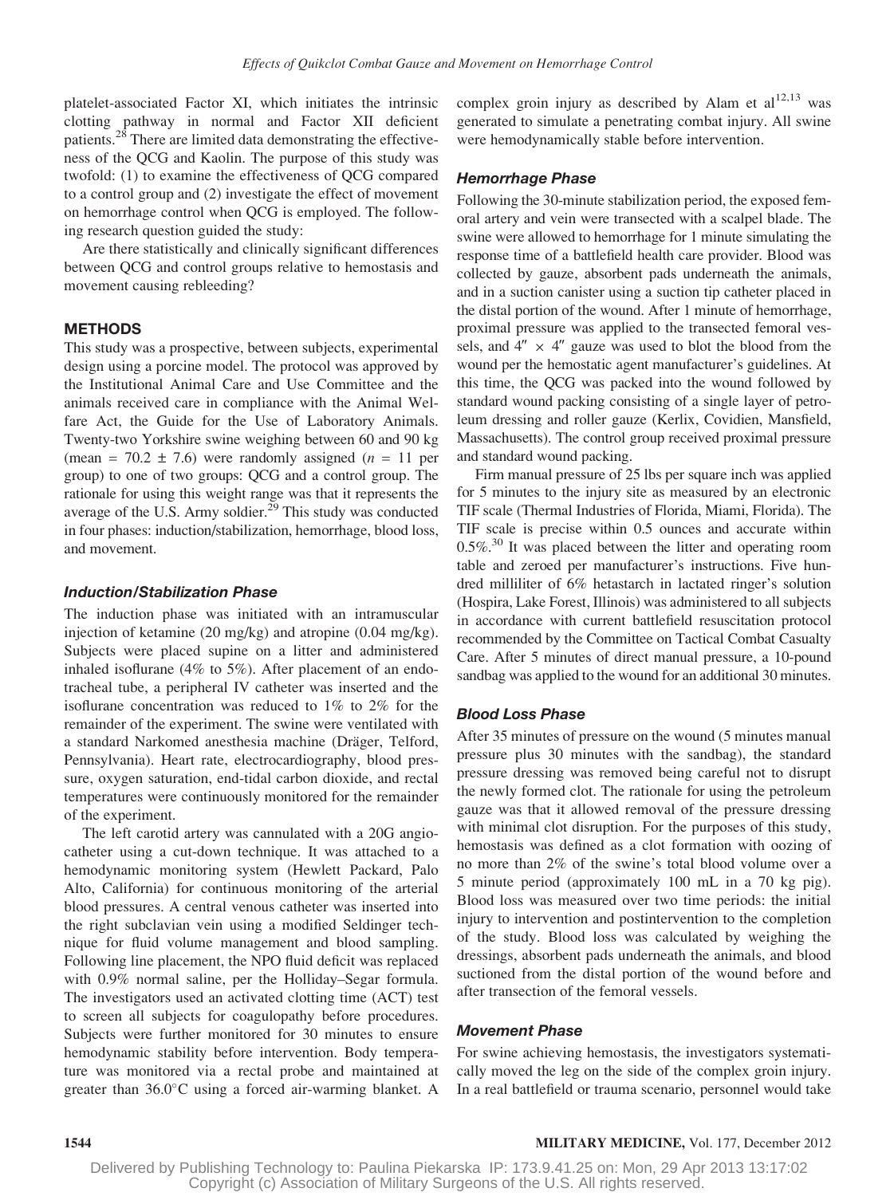platelet-associated Factor XI, which initiates the intrinsic clotting pathway in normal and Factor XII deficient patients.[28] There are limited data demonstrating the effectiveness of the QCG and Kaolin. The purpose of this study was twofold: (1) to examine the effectiveness of QCG compared to a control group and (2) investigate the effect of movement on hemorrhage control when QCG is employed. The following research question guided the study:

Are there statistically and clinically significant differences between QCG and control groups relative to hemostasis and movement causing rebleeding?

## METHODS

This study was a prospective, between subjects, experimental design using a porcine model. The protocol was approved by the Institutional Animal Care and Use Committee and the animals received care in compliance with the Animal Welfare Act, the Guide for the Use of Laboratory Animals. Twenty-two Yorkshire swine weighing between 60 and 90 kg (mean = 70.2 ± 7.6) were randomly assigned ($n$ = 11 per group) to one of two groups: QCG and a control group. The rationale for using this weight range was that it represents the average of the U.S. Army soldier.[29] This study was conducted in four phases: induction/stabilization, hemorrhage, blood loss, and movement.

### *Induction/Stabilization Phase*

The induction phase was initiated with an intramuscular injection of ketamine (20 mg/kg) and atropine (0.04 mg/kg). Subjects were placed supine on a litter and administered inhaled isoflurane (4% to 5%). After placement of an endotracheal tube, a peripheral IV catheter was inserted and the isoflurane concentration was reduced to 1% to 2% for the remainder of the experiment. The swine were ventilated with a standard Narkomed anesthesia machine (Dräger, Telford, Pennsylvania). Heart rate, electrocardiography, blood pressure, oxygen saturation, end-tidal carbon dioxide, and rectal temperatures were continuously monitored for the remainder of the experiment.

The left carotid artery was cannulated with a 20G angiocatheter using a cut-down technique. It was attached to a hemodynamic monitoring system (Hewlett Packard, Palo Alto, California) for continuous monitoring of the arterial blood pressures. A central venous catheter was inserted into the right subclavian vein using a modified Seldinger technique for fluid volume management and blood sampling. Following line placement, the NPO fluid deficit was replaced with 0.9% normal saline, per the Holliday–Segar formula. The investigators used an activated clotting time (ACT) test to screen all subjects for coagulopathy before procedures. Subjects were further monitored for 30 minutes to ensure hemodynamic stability before intervention. Body temperature was monitored via a rectal probe and maintained at greater than 36.0°C using a forced air-warming blanket. A complex groin injury as described by Alam et al[12,13] was generated to simulate a penetrating combat injury. All swine were hemodynamically stable before intervention.

### *Hemorrhage Phase*

Following the 30-minute stabilization period, the exposed femoral artery and vein were transected with a scalpel blade. The swine were allowed to hemorrhage for 1 minute simulating the response time of a battlefield health care provider. Blood was collected by gauze, absorbent pads underneath the animals, and in a suction canister using a suction tip catheter placed in the distal portion of the wound. After 1 minute of hemorrhage, proximal pressure was applied to the transected femoral vessels, and 4″ × 4″ gauze was used to blot the blood from the wound per the hemostatic agent manufacturer's guidelines. At this time, the QCG was packed into the wound followed by standard wound packing consisting of a single layer of petroleum dressing and roller gauze (Kerlix, Covidien, Mansfield, Massachusetts). The control group received proximal pressure and standard wound packing.

Firm manual pressure of 25 lbs per square inch was applied for 5 minutes to the injury site as measured by an electronic TIF scale (Thermal Industries of Florida, Miami, Florida). The TIF scale is precise within 0.5 ounces and accurate within 0.5%.[30] It was placed between the litter and operating room table and zeroed per manufacturer's instructions. Five hundred milliliter of 6% hetastarch in lactated ringer's solution (Hospira, Lake Forest, Illinois) was administered to all subjects in accordance with current battlefield resuscitation protocol recommended by the Committee on Tactical Combat Casualty Care. After 5 minutes of direct manual pressure, a 10-pound sandbag was applied to the wound for an additional 30 minutes.

### *Blood Loss Phase*

After 35 minutes of pressure on the wound (5 minutes manual pressure plus 30 minutes with the sandbag), the standard pressure dressing was removed being careful not to disrupt the newly formed clot. The rationale for using the petroleum gauze was that it allowed removal of the pressure dressing with minimal clot disruption. For the purposes of this study, hemostasis was defined as a clot formation with oozing of no more than 2% of the swine's total blood volume over a 5 minute period (approximately 100 mL in a 70 kg pig). Blood loss was measured over two time periods: the initial injury to intervention and postintervention to the completion of the study. Blood loss was calculated by weighing the dressings, absorbent pads underneath the animals, and blood suctioned from the distal portion of the wound before and after transection of the femoral vessels.

### *Movement Phase*

For swine achieving hemostasis, the investigators systematically moved the leg on the side of the complex groin injury. In a real battlefield or trauma scenario, personnel would take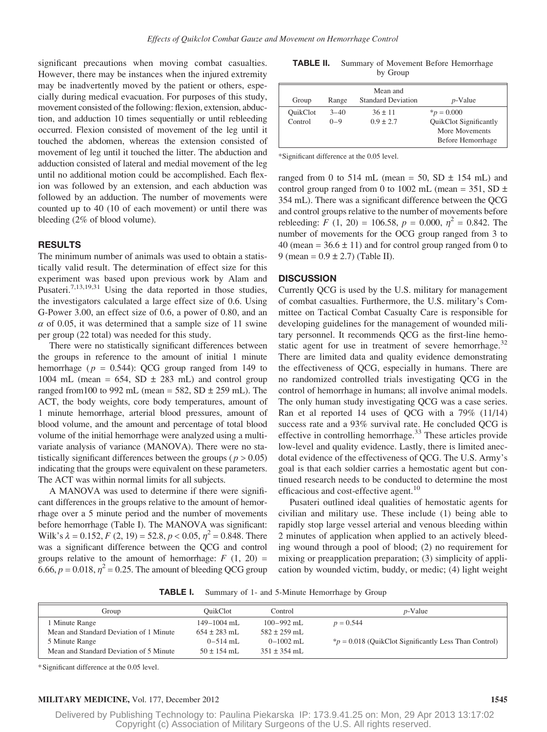significant precautions when moving combat casualties. However, there may be instances when the injured extremity may be inadvertently moved by the patient or others, especially during medical evacuation. For purposes of this study, movement consisted of the following: flexion, extension, abduction, and adduction 10 times sequentially or until rebleeding occurred. Flexion consisted of movement of the leg until it touched the abdomen, whereas the extension consisted of movement of leg until it touched the litter. The abduction and adduction consisted of lateral and medial movement of the leg until no additional motion could be accomplished. Each flexion was followed by an extension, and each abduction was followed by an adduction. The number of movements were counted up to 40 (10 of each movement) or until there was bleeding (2% of blood volume).

## RESULTS

The minimum number of animals was used to obtain a statistically valid result. The determination of effect size for this experiment was based upon previous work by Alam and Pusateri.[7,13,19,31] Using the data reported in those studies, the investigators calculated a large effect size of 0.6. Using G-Power 3.00, an effect size of 0.6, a power of 0.80, and an $\alpha$ of 0.05, it was determined that a sample size of 11 swine per group (22 total) was needed for this study.

There were no statistically significant differences between the groups in reference to the amount of initial 1 minute hemorrhage ($p$ = 0.544): QCG group ranged from 149 to 1004 mL (mean = 654, SD ± 283 mL) and control group ranged from100 to 992 mL (mean = 582, SD ± 259 mL). The ACT, the body weights, core body temperatures, amount of 1 minute hemorrhage, arterial blood pressures, amount of blood volume, and the amount and percentage of total blood volume of the initial hemorrhage were analyzed using a multivariate analysis of variance (MANOVA). There were no statistically significant differences between the groups ($p > 0.05$) indicating that the groups were equivalent on these parameters. The ACT was within normal limits for all subjects.

A MANOVA was used to determine if there were significant differences in the groups relative to the amount of hemorrhage over a 5 minute period and the number of movements before hemorrhage (Table I). The MANOVA was significant: Wilk's $\lambda = 0.152$, $F$ (2, 19) = 52.8, $p < 0.05$, $\eta^2 = 0.848$. There was a significant difference between the QCG and control groups relative to the amount of hemorrhage: $F$ (1, 20) = 6.66, $p = 0.018$, $\eta^2 = 0.25$. The amount of bleeding QCG group ranged from 0 to 514 mL (mean = 50, SD ± 154 mL) and control group ranged from 0 to 1002 mL (mean = 351, SD ± 354 mL). There was a significant difference between the QCG and control groups relative to the number of movements before rebleeding: $F$ (1, 20) = 106.58, $p = 0.000$, $\eta^2 = 0.842$. The number of movements for the OCG group ranged from 3 to 40 (mean = 36.6 ± 11) and for control group ranged from 0 to 9 (mean = 0.9 ± 2.7) (Table II).

**TABLE II.** Summary of Movement Before Hemorrhage by Group

| Group | Range | Mean and Standard Deviation | $p$-Value |
|---|---|---|---|
| QuikClot | 3–40 | 36 ± 11 | *$p$ = 0.000 |
| Control | 0–9 | 0.9 ± 2.7 | QuikClot Significantly More Movements Before Hemorrhage |

*Significant difference at the 0.05 level.

## DISCUSSION

Currently QCG is used by the U.S. military for management of combat casualties. Furthermore, the U.S. military's Committee on Tactical Combat Casualty Care is responsible for developing guidelines for the management of wounded military personnel. It recommends QCG as the first-line hemostatic agent for use in treatment of severe hemorrhage.[32] There are limited data and quality evidence demonstrating the effectiveness of QCG, especially in humans. There are no randomized controlled trials investigating QCG in the control of hemorrhage in humans; all involve animal models. The only human study investigating QCG was a case series. Ran et al reported 14 uses of QCG with a 79% (11/14) success rate and a 93% survival rate. He concluded QCG is effective in controlling hemorrhage.[33] These articles provide low-level and quality evidence. Lastly, there is limited anecdotal evidence of the effectiveness of QCG. The U.S. Army's goal is that each soldier carries a hemostatic agent but continued research needs to be conducted to determine the most efficacious and cost-effective agent.[10]

Pusateri outlined ideal qualities of hemostatic agents for civilian and military use. These include (1) being able to rapidly stop large vessel arterial and venous bleeding within 2 minutes of application when applied to an actively bleeding wound through a pool of blood; (2) no requirement for mixing or preapplication preparation; (3) simplicity of application by wounded victim, buddy, or medic; (4) light weight

**TABLE I.** Summary of 1- and 5-Minute Hemorrhage by Group

| Group | QuikClot | Control | $p$-Value |
|---|---|---|---|
| 1 Minute Range | 149–1004 mL | 100–992 mL | $p$ = 0.544 |
| Mean and Standard Deviation of 1 Minute | 654 ± 283 mL | 582 ± 259 mL | |
| 5 Minute Range | 0–514 mL | 0–1002 mL | *$p$ = 0.018 (QuikClot Significantly Less Than Control) |
| Mean and Standard Deviation of 5 Minute | 50 ± 154 mL | 351 ± 354 mL | |

*Significant difference at the 0.05 level.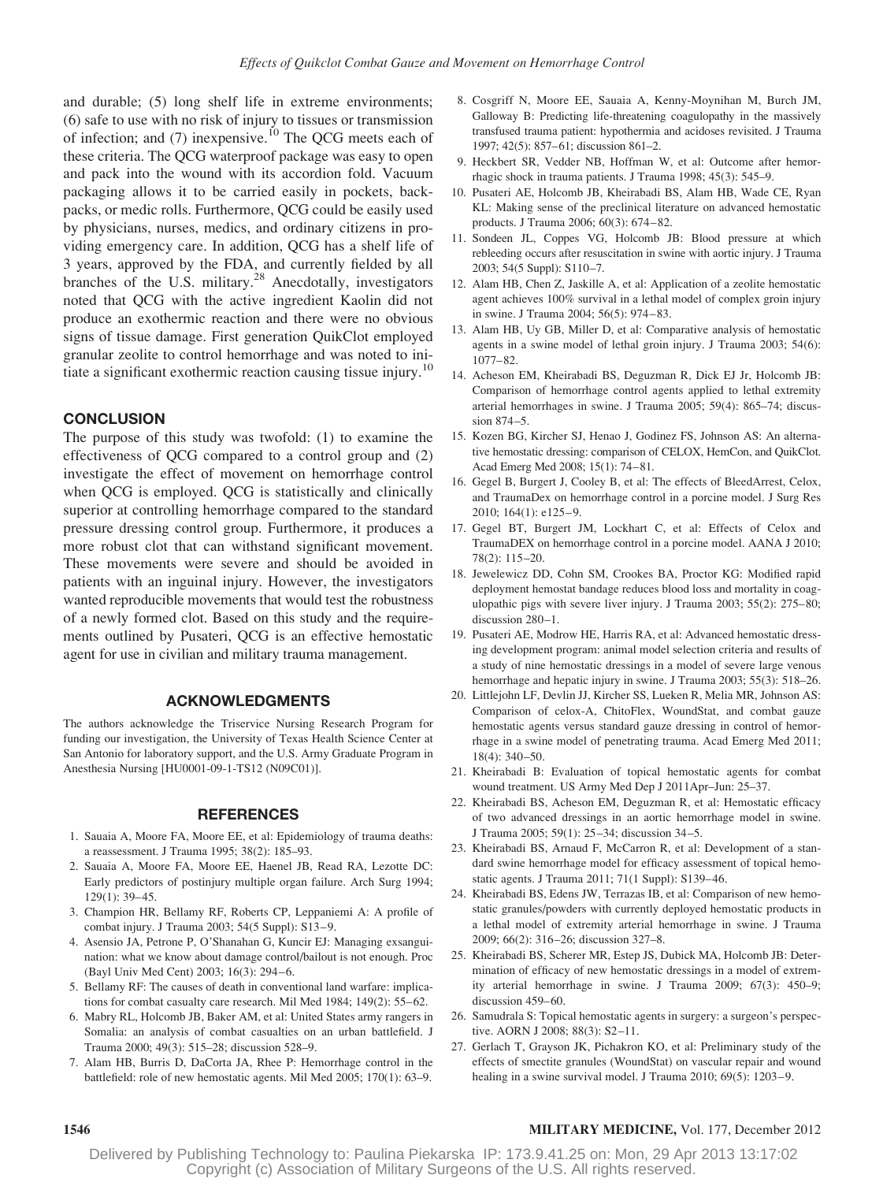and durable; (5) long shelf life in extreme environments; (6) safe to use with no risk of injury to tissues or transmission of infection; and (7) inexpensive.[10] The QCG meets each of these criteria. The QCG waterproof package was easy to open and pack into the wound with its accordion fold. Vacuum packaging allows it to be carried easily in pockets, backpacks, or medic rolls. Furthermore, QCG could be easily used by physicians, nurses, medics, and ordinary citizens in providing emergency care. In addition, QCG has a shelf life of 3 years, approved by the FDA, and currently fielded by all branches of the U.S. military.[28] Anecdotally, investigators noted that QCG with the active ingredient Kaolin did not produce an exothermic reaction and there were no obvious signs of tissue damage. First generation QuikClot employed granular zeolite to control hemorrhage and was noted to initiate a significant exothermic reaction causing tissue injury.[10]

## CONCLUSION

The purpose of this study was twofold: (1) to examine the effectiveness of QCG compared to a control group and (2) investigate the effect of movement on hemorrhage control when QCG is employed. QCG is statistically and clinically superior at controlling hemorrhage compared to the standard pressure dressing control group. Furthermore, it produces a more robust clot that can withstand significant movement. These movements were severe and should be avoided in patients with an inguinal injury. However, the investigators wanted reproducible movements that would test the robustness of a newly formed clot. Based on this study and the requirements outlined by Pusateri, QCG is an effective hemostatic agent for use in civilian and military trauma management.

## ACKNOWLEDGMENTS

The authors acknowledge the Triservice Nursing Research Program for funding our investigation, the University of Texas Health Science Center at San Antonio for laboratory support, and the U.S. Army Graduate Program in Anesthesia Nursing [HU0001-09-1-TS12 (N09C01)].

## REFERENCES

1. Sauaia A, Moore FA, Moore EE, et al: Epidemiology of trauma deaths: a reassessment. J Trauma 1995; 38(2): 185–93.
2. Sauaia A, Moore FA, Moore EE, Haenel JB, Read RA, Lezotte DC: Early predictors of postinjury multiple organ failure. Arch Surg 1994; 129(1): 39–45.
3. Champion HR, Bellamy RF, Roberts CP, Leppaniemi A: A profile of combat injury. J Trauma 2003; 54(5 Suppl): S13–9.
4. Asensio JA, Petrone P, O'Shanahan G, Kuncir EJ: Managing exsanguination: what we know about damage control/bailout is not enough. Proc (Bayl Univ Med Cent) 2003; 16(3): 294–6.
5. Bellamy RF: The causes of death in conventional land warfare: implications for combat casualty care research. Mil Med 1984; 149(2): 55–62.
6. Mabry RL, Holcomb JB, Baker AM, et al: United States army rangers in Somalia: an analysis of combat casualties on an urban battlefield. J Trauma 2000; 49(3): 515–28; discussion 528–9.
7. Alam HB, Burris D, DaCorta JA, Rhee P: Hemorrhage control in the battlefield: role of new hemostatic agents. Mil Med 2005; 170(1): 63–9.
8. Cosgriff N, Moore EE, Sauaia A, Kenny-Moynihan M, Burch JM, Galloway B: Predicting life-threatening coagulopathy in the massively transfused trauma patient: hypothermia and acidoses revisited. J Trauma 1997; 42(5): 857–61; discussion 861–2.
9. Heckbert SR, Vedder NB, Hoffman W, et al: Outcome after hemorrhagic shock in trauma patients. J Trauma 1998; 45(3): 545–9.
10. Pusateri AE, Holcomb JB, Kheirabadi BS, Alam HB, Wade CE, Ryan KL: Making sense of the preclinical literature on advanced hemostatic products. J Trauma 2006; 60(3): 674–82.
11. Sondeen JL, Coppes VG, Holcomb JB: Blood pressure at which rebleeding occurs after resuscitation in swine with aortic injury. J Trauma 2003; 54(5 Suppl): S110–7.
12. Alam HB, Chen Z, Jaskille A, et al: Application of a zeolite hemostatic agent achieves 100% survival in a lethal model of complex groin injury in swine. J Trauma 2004; 56(5): 974–83.
13. Alam HB, Uy GB, Miller D, et al: Comparative analysis of hemostatic agents in a swine model of lethal groin injury. J Trauma 2003; 54(6): 1077–82.
14. Acheson EM, Kheirabadi BS, Deguzman R, Dick EJ Jr, Holcomb JB: Comparison of hemorrhage control agents applied to lethal extremity arterial hemorrhages in swine. J Trauma 2005; 59(4): 865–74; discussion 874–5.
15. Kozen BG, Kircher SJ, Henao J, Godinez FS, Johnson AS: An alternative hemostatic dressing: comparison of CELOX, HemCon, and QuikClot. Acad Emerg Med 2008; 15(1): 74–81.
16. Gegel B, Burgert J, Cooley B, et al: The effects of BleedArrest, Celox, and TraumaDex on hemorrhage control in a porcine model. J Surg Res 2010; 164(1): e125–9.
17. Gegel BT, Burgert JM, Lockhart C, et al: Effects of Celox and TraumaDEX on hemorrhage control in a porcine model. AANA J 2010; 78(2): 115–20.
18. Jewelewicz DD, Cohn SM, Crookes BA, Proctor KG: Modified rapid deployment hemostat bandage reduces blood loss and mortality in coagulopathic pigs with severe liver injury. J Trauma 2003; 55(2): 275–80; discussion 280–1.
19. Pusateri AE, Modrow HE, Harris RA, et al: Advanced hemostatic dressing development program: animal model selection criteria and results of a study of nine hemostatic dressings in a model of severe large venous hemorrhage and hepatic injury in swine. J Trauma 2003; 55(3): 518–26.
20. Littlejohn LF, Devlin JJ, Kircher SS, Lueken R, Melia MR, Johnson AS: Comparison of celox-A, ChitoFlex, WoundStat, and combat gauze hemostatic agents versus standard gauze dressing in control of hemorrhage in a swine model of penetrating trauma. Acad Emerg Med 2011; 18(4): 340–50.
21. Kheirabadi B: Evaluation of topical hemostatic agents for combat wound treatment. US Army Med Dep J 2011Apr–Jun: 25–37.
22. Kheirabadi BS, Acheson EM, Deguzman R, et al: Hemostatic efficacy of two advanced dressings in an aortic hemorrhage model in swine. J Trauma 2005; 59(1): 25–34; discussion 34–5.
23. Kheirabadi BS, Arnaud F, McCarron R, et al: Development of a standard swine hemorrhage model for efficacy assessment of topical hemostatic agents. J Trauma 2011; 71(1 Suppl): S139–46.
24. Kheirabadi BS, Edens JW, Terrazas IB, et al: Comparison of new hemostatic granules/powders with currently deployed hemostatic products in a lethal model of extremity arterial hemorrhage in swine. J Trauma 2009; 66(2): 316–26; discussion 327–8.
25. Kheirabadi BS, Scherer MR, Estep JS, Dubick MA, Holcomb JB: Determination of efficacy of new hemostatic dressings in a model of extremity arterial hemorrhage in swine. J Trauma 2009; 67(3): 450–9; discussion 459–60.
26. Samudrala S: Topical hemostatic agents in surgery: a surgeon's perspective. AORN J 2008; 88(3): S2–11.
27. Gerlach T, Grayson JK, Pichakron KO, et al: Preliminary study of the effects of smectite granules (WoundStat) on vascular repair and wound healing in a swine survival model. J Trauma 2010; 69(5): 1203–9.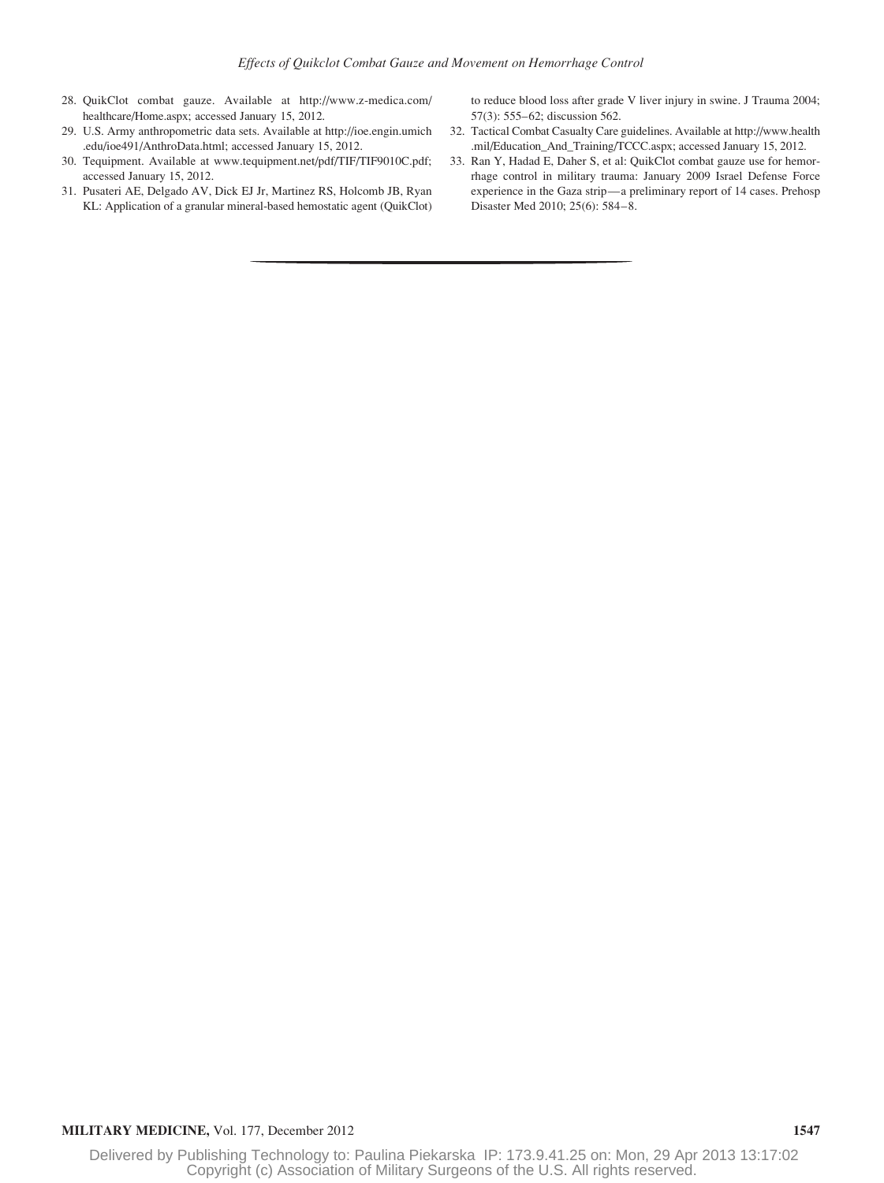28. QuikClot combat gauze. Available at http://www.z-medica.com/healthcare/Home.aspx; accessed January 15, 2012.
29. U.S. Army anthropometric data sets. Available at http://ioe.engin.umich.edu/ioe491/AnthroData.html; accessed January 15, 2012.
30. Tequipment. Available at www.tequipment.net/pdf/TIF/TIF9010C.pdf; accessed January 15, 2012.
31. Pusateri AE, Delgado AV, Dick EJ Jr, Martinez RS, Holcomb JB, Ryan KL: Application of a granular mineral-based hemostatic agent (QuikClot) to reduce blood loss after grade V liver injury in swine. J Trauma 2004; 57(3): 555–62; discussion 562.
32. Tactical Combat Casualty Care guidelines. Available at http://www.health.mil/Education_And_Training/TCCC.aspx; accessed January 15, 2012.
33. Ran Y, Hadad E, Daher S, et al: QuikClot combat gauze use for hemorrhage control in military trauma: January 2009 Israel Defense Force experience in the Gaza strip—a preliminary report of 14 cases. Prehosp Disaster Med 2010; 25(6): 584–8.

Delivered by Publishing Technology to: Paulina Piekarska IP: 173.9.41.25 on: Mon, 29 Apr 2013 13:17:02
Copyright (c) Association of Military Surgeons of the U.S. All rights reserved.